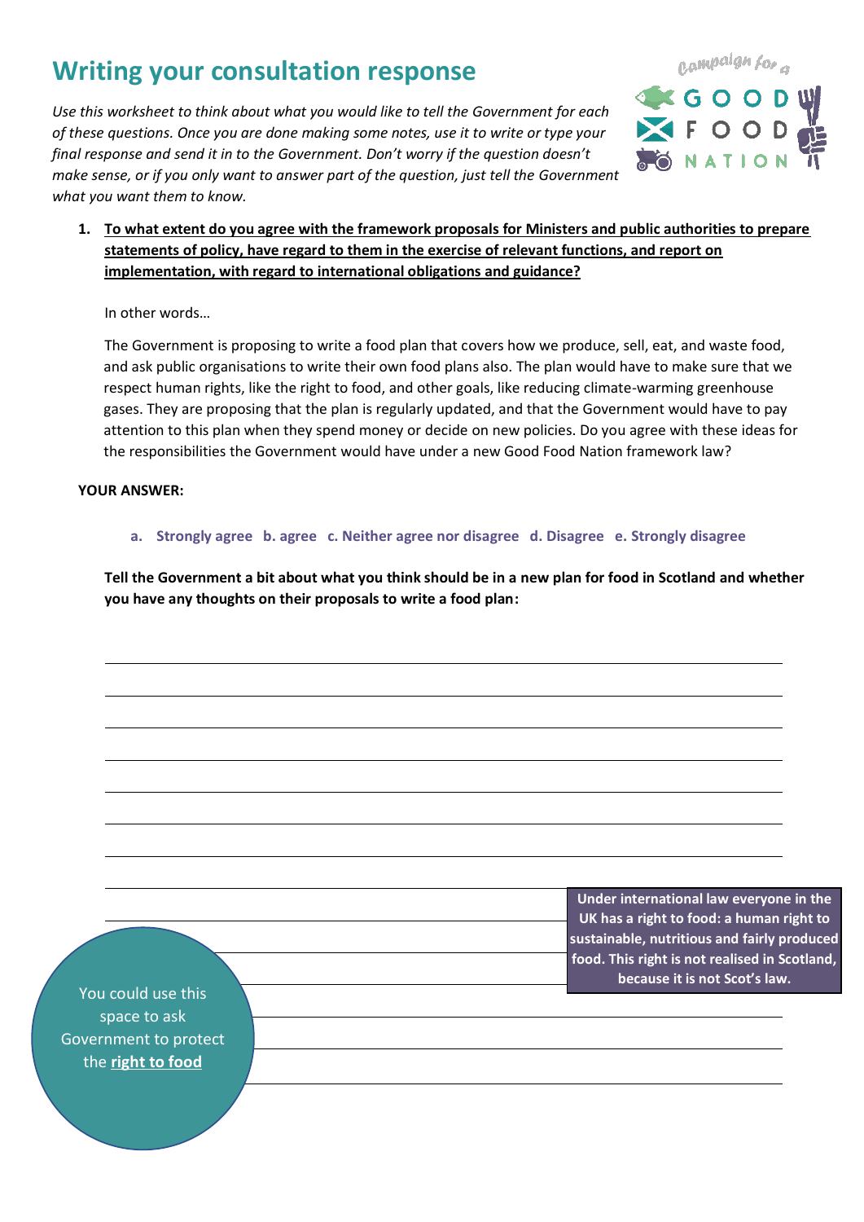# Writing your consultation response

*Use this worksheet to think about what you would like to tell the Government for each of these questions. Once you are done making some notes, use it to write or type your final response and send it in to the Government. Don't worry if the question doesn't make sense, or if you only want to answer part of the question, just tell the Government what you want them to know.*

Campaign for a GOOD FOOD NATION

1. **To what extent do you agree with the framework proposals for Ministers and public authorities to prepare statements of policy, have regard to them in the exercise of relevant functions, and report on implementation, with regard to international obligations and guidance?**

   In other words…

   The Government is proposing to write a food plan that covers how we produce, sell, eat, and waste food, and ask public organisations to write their own food plans also. The plan would have to make sure that we respect human rights, like the right to food, and other goals, like reducing climate-warming greenhouse gases. They are proposing that the plan is regularly updated, and that the Government would have to pay attention to this plan when they spend money or decide on new policies. Do you agree with these ideas for the responsibilities the Government would have under a new Good Food Nation framework law?

**YOUR ANSWER:**

**a. Strongly agree b. agree c. Neither agree nor disagree d. Disagree e. Strongly disagree**

**Tell the Government a bit about what you think should be in a new plan for food in Scotland and whether you have any thoughts on their proposals to write a food plan:**

**Under international law everyone in the UK has a right to food: a human right to sustainable, nutritious and fairly produced food. This right is not realised in Scotland, because it is not Scot's law.**

You could use this space to ask Government to protect the **right to food**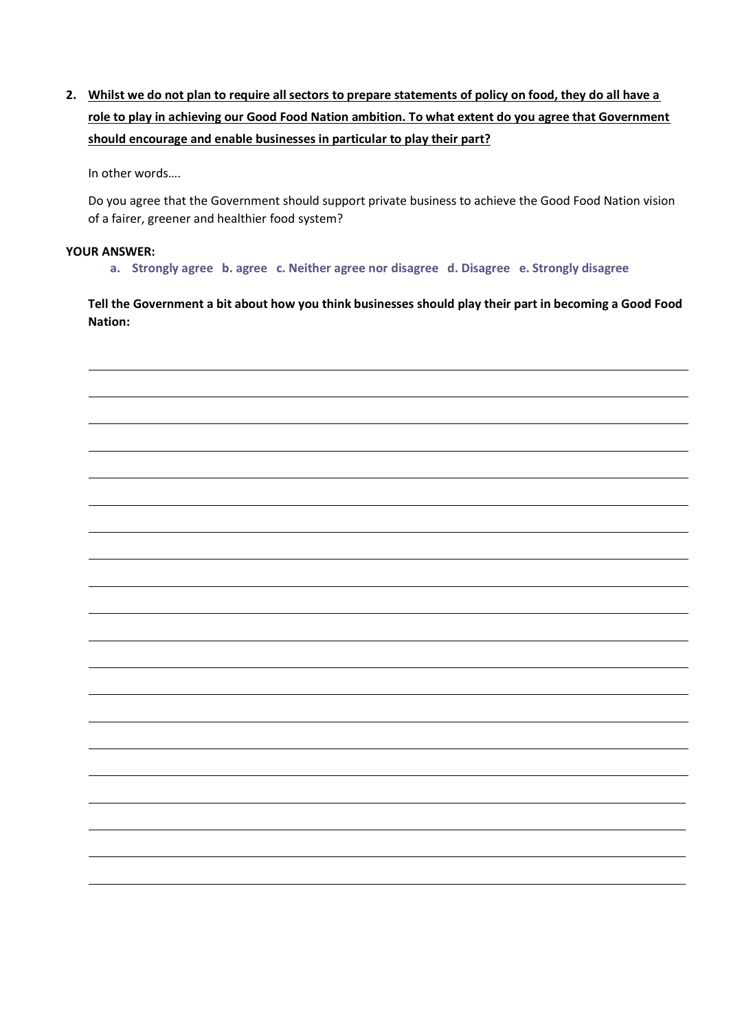2. **<u>Whilst we do not plan to require all sectors to prepare statements of policy on food, they do all have a role to play in achieving our Good Food Nation ambition. To what extent do you agree that Government should encourage and enable businesses in particular to play their part?</u>**

   In other words….

   Do you agree that the Government should support private business to achieve the Good Food Nation vision of a fairer, greener and healthier food system?

**YOUR ANSWER:**

   **a. Strongly agree b. agree c. Neither agree nor disagree d. Disagree e. Strongly disagree**

   **Tell the Government a bit about how you think businesses should play their part in becoming a Good Food Nation:**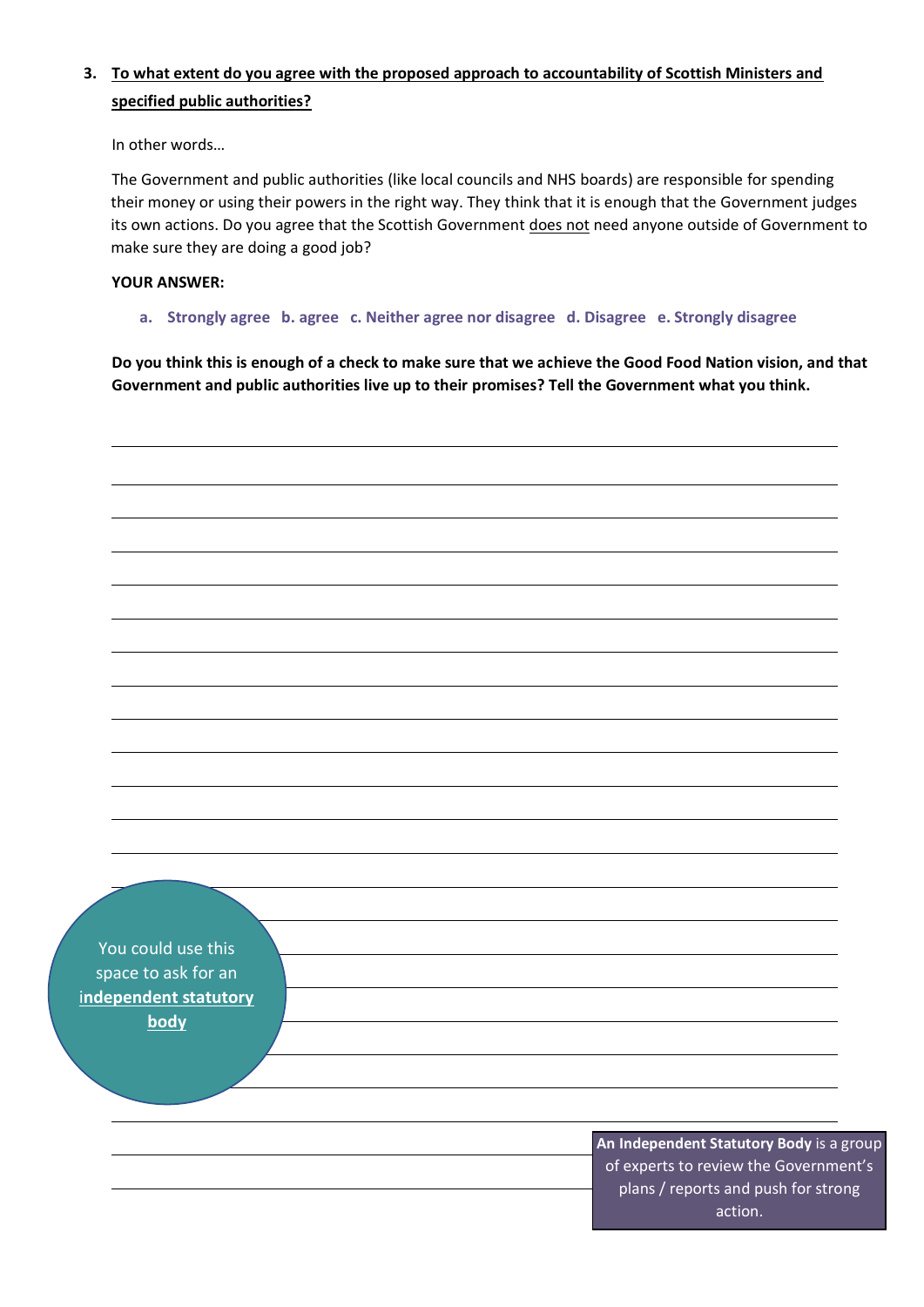**3. <u>To what extent do you agree with the proposed approach to accountability of Scottish Ministers and specified public authorities?</u>**

In other words…

The Government and public authorities (like local councils and NHS boards) are responsible for spending their money or using their powers in the right way. They think that it is enough that the Government judges its own actions. Do you agree that the Scottish Government <u>does not</u> need anyone outside of Government to make sure they are doing a good job?

**YOUR ANSWER:**

**a. Strongly agree b. agree c. Neither agree nor disagree d. Disagree e. Strongly disagree**

**Do you think this is enough of a check to make sure that we achieve the Good Food Nation vision, and that Government and public authorities live up to their promises? Tell the Government what you think.**

You could use this space to ask for an **<u>independent statutory body</u>**

**An Independent Statutory Body** is a group of experts to review the Government's plans / reports and push for strong action.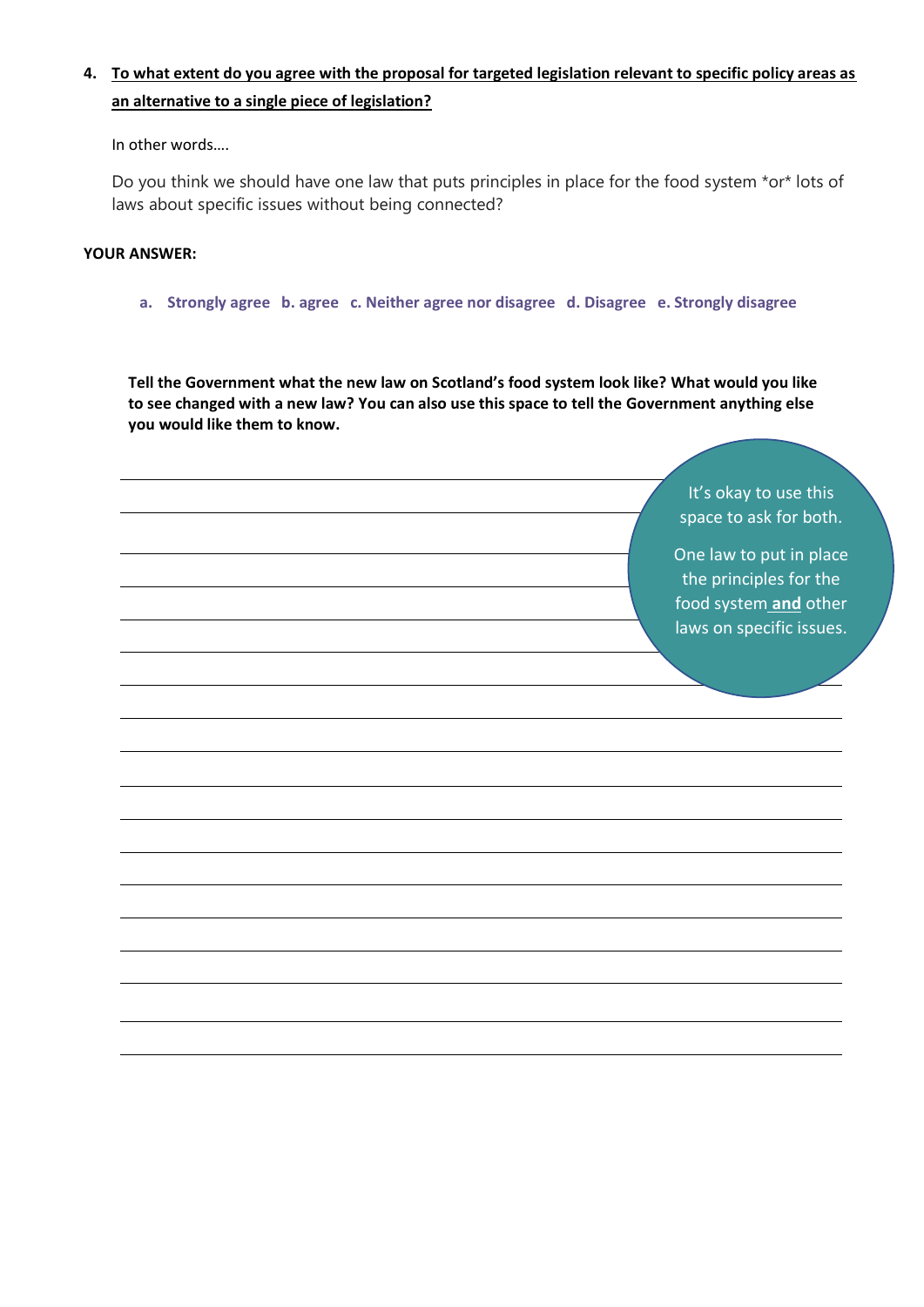4. **To what extent do you agree with the proposal for targeted legislation relevant to specific policy areas as an alternative to a single piece of legislation?**

In other words….

Do you think we should have one law that puts principles in place for the food system *or* lots of laws about specific issues without being connected?

**YOUR ANSWER:**

**a. Strongly agree b. agree c. Neither agree nor disagree d. Disagree e. Strongly disagree**

**Tell the Government what the new law on Scotland's food system look like? What would you like to see changed with a new law? You can also use this space to tell the Government anything else you would like them to know.**

It's okay to use this space to ask for both.

One law to put in place the principles for the food system **and** other laws on specific issues.